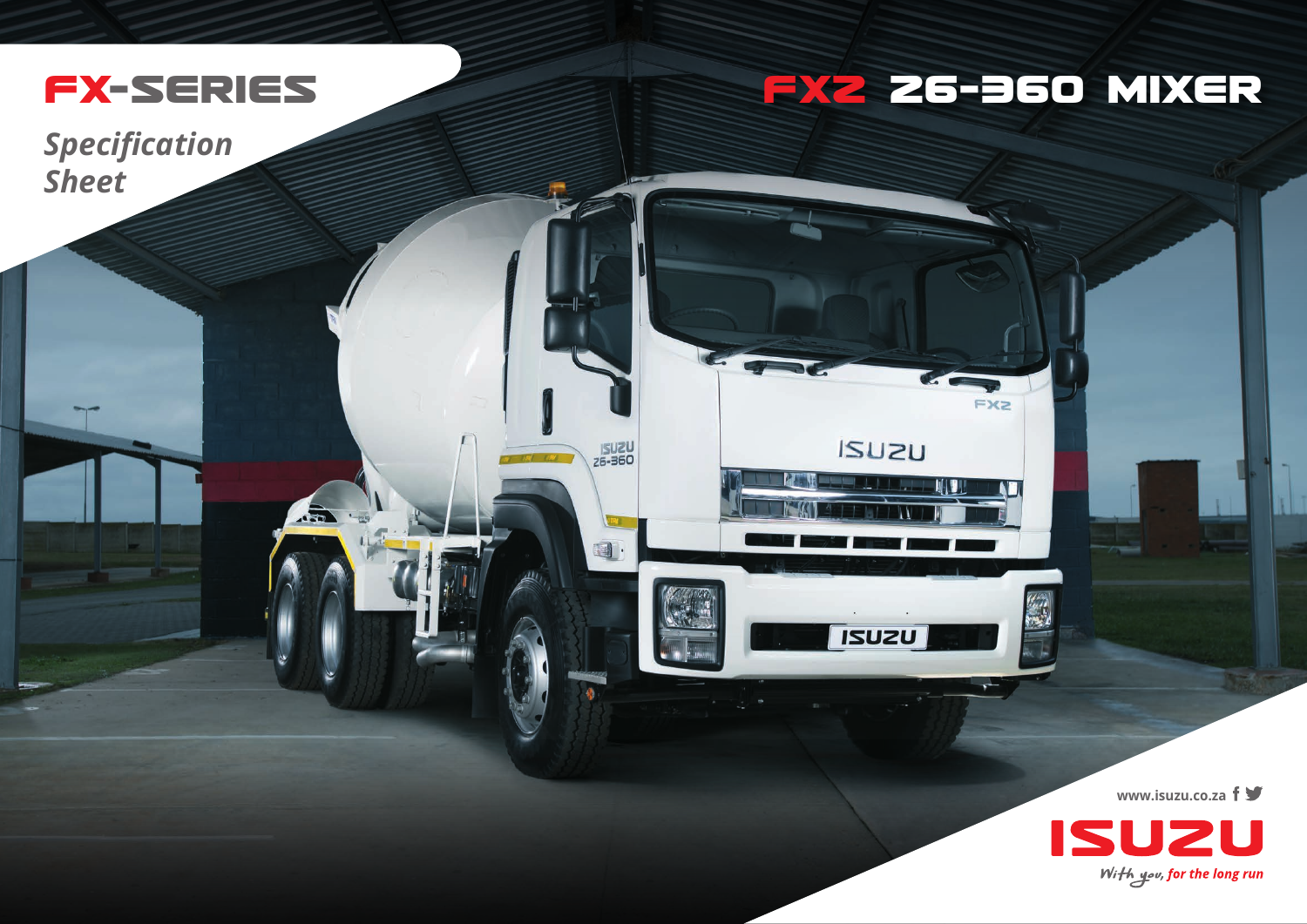# FX-SERIES

*Specification Sheet*

# FXZ 26-360 MIXER

www.isuzu.co.za

ISUZU

*With you, for the long run*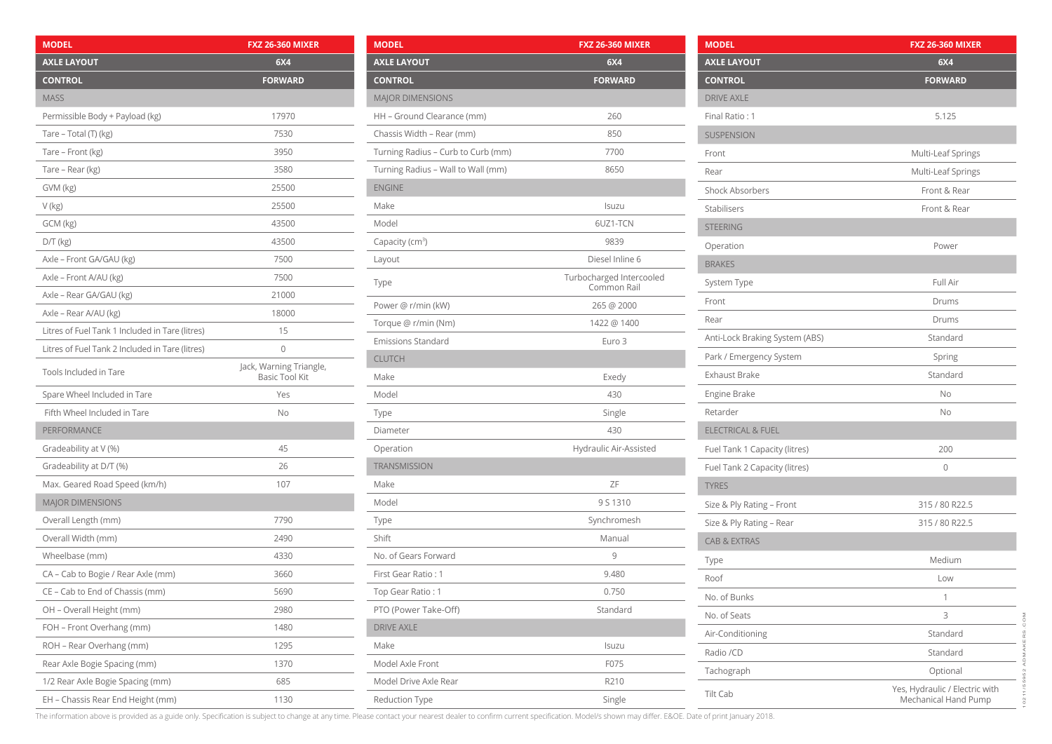| MODEL | FXZ 26-360 MIXER |
|---|---|
| AXLE LAYOUT | 6X4 |
| CONTROL | FORWARD |
| MASS | |
| Permissible Body + Payload (kg) | 17970 |
| Tare – Total (T) (kg) | 7530 |
| Tare – Front (kg) | 3950 |
| Tare – Rear (kg) | 3580 |
| GVM (kg) | 25500 |
| V (kg) | 25500 |
| GCM (kg) | 43500 |
| D/T (kg) | 43500 |
| Axle – Front GA/GAU (kg) | 7500 |
| Axle – Front A/AU (kg) | 7500 |
| Axle – Rear GA/GAU (kg) | 21000 |
| Axle – Rear A/AU (kg) | 18000 |
| Litres of Fuel Tank 1 Included in Tare (litres) | 15 |
| Litres of Fuel Tank 2 Included in Tare (litres) | 0 |
| Tools Included in Tare | Jack, Warning Triangle, Basic Tool Kit |
| Spare Wheel Included in Tare | Yes |
| Fifth Wheel Included in Tare | No |
| PERFORMANCE | |
| Gradeability at V (%) | 45 |
| Gradeability at D/T (%) | 26 |
| Max. Geared Road Speed (km/h) | 107 |
| MAJOR DIMENSIONS | |
| Overall Length (mm) | 7790 |
| Overall Width (mm) | 2490 |
| Wheelbase (mm) | 4330 |
| CA – Cab to Bogie / Rear Axle (mm) | 3660 |
| CE – Cab to End of Chassis (mm) | 5690 |
| OH – Overall Height (mm) | 2980 |
| FOH – Front Overhang (mm) | 1480 |
| ROH – Rear Overhang (mm) | 1295 |
| Rear Axle Bogie Spacing (mm) | 1370 |
| 1/2 Rear Axle Bogie Spacing (mm) | 685 |
| EH – Chassis Rear End Height (mm) | 1130 |

| MODEL | FXZ 26-360 MIXER |
|---|---|
| AXLE LAYOUT | 6X4 |
| CONTROL | FORWARD |
| MAJOR DIMENSIONS | |
| HH – Ground Clearance (mm) | 260 |
| Chassis Width – Rear (mm) | 850 |
| Turning Radius – Curb to Curb (mm) | 7700 |
| Turning Radius – Wall to Wall (mm) | 8650 |
| ENGINE | |
| Make | Isuzu |
| Model | 6UZ1-TCN |
| Capacity ($cm^3$) | 9839 |
| Layout | Diesel Inline 6 |
| Type | Turbocharged Intercooled Common Rail |
| Power @ r/min (kW) | 265 @ 2000 |
| Torque @ r/min (Nm) | 1422 @ 1400 |
| Emissions Standard | Euro 3 |
| CLUTCH | |
| Make | Exedy |
| Model | 430 |
| Type | Single |
| Diameter | 430 |
| Operation | Hydraulic Air-Assisted |
| TRANSMISSION | |
| Make | ZF |
| Model | 9 S 1310 |
| Type | Synchromesh |
| Shift | Manual |
| No. of Gears Forward | 9 |
| First Gear Ratio : 1 | 9.480 |
| Top Gear Ratio : 1 | 0.750 |
| PTO (Power Take-Off) | Standard |
| DRIVE AXLE | |
| Make | Isuzu |
| Model Axle Front | F075 |
| Model Drive Axle Rear | R210 |
| Reduction Type | Single |

| MODEL | FXZ 26-360 MIXER |
|---|---|
| AXLE LAYOUT | 6X4 |
| CONTROL | FORWARD |
| DRIVE AXLE | |
| Final Ratio : 1 | 5.125 |
| SUSPENSION | |
| Front | Multi-Leaf Springs |
| Rear | Multi-Leaf Springs |
| Shock Absorbers | Front & Rear |
| Stabilisers | Front & Rear |
| STEERING | |
| Operation | Power |
| BRAKES | |
| System Type | Full Air |
| Front | Drums |
| Rear | Drums |
| Anti-Lock Braking System (ABS) | Standard |
| Park / Emergency System | Spring |
| Exhaust Brake | Standard |
| Engine Brake | No |
| Retarder | No |
| ELECTRICAL & FUEL | |
| Fuel Tank 1 Capacity (litres) | 200 |
| Fuel Tank 2 Capacity (litres) | 0 |
| TYRES | |
| Size & Ply Rating – Front | 315 / 80 R22.5 |
| Size & Ply Rating – Rear | 315 / 80 R22.5 |
| CAB & EXTRAS | |
| Type | Medium |
| Roof | Low |
| No. of Bunks | 1 |
| No. of Seats | 3 |
| Air-Conditioning | Standard |
| Radio /CD | Standard |
| Tachograph | Optional |
| Tilt Cab | Yes, Hydraulic / Electric with Mechanical Hand Pump |

The information above is provided as a guide only. Specification is subject to change at any time. Please contact your nearest dealer to confirm current specification. Model/s shown may differ. E&OE. Date of print January 2018.